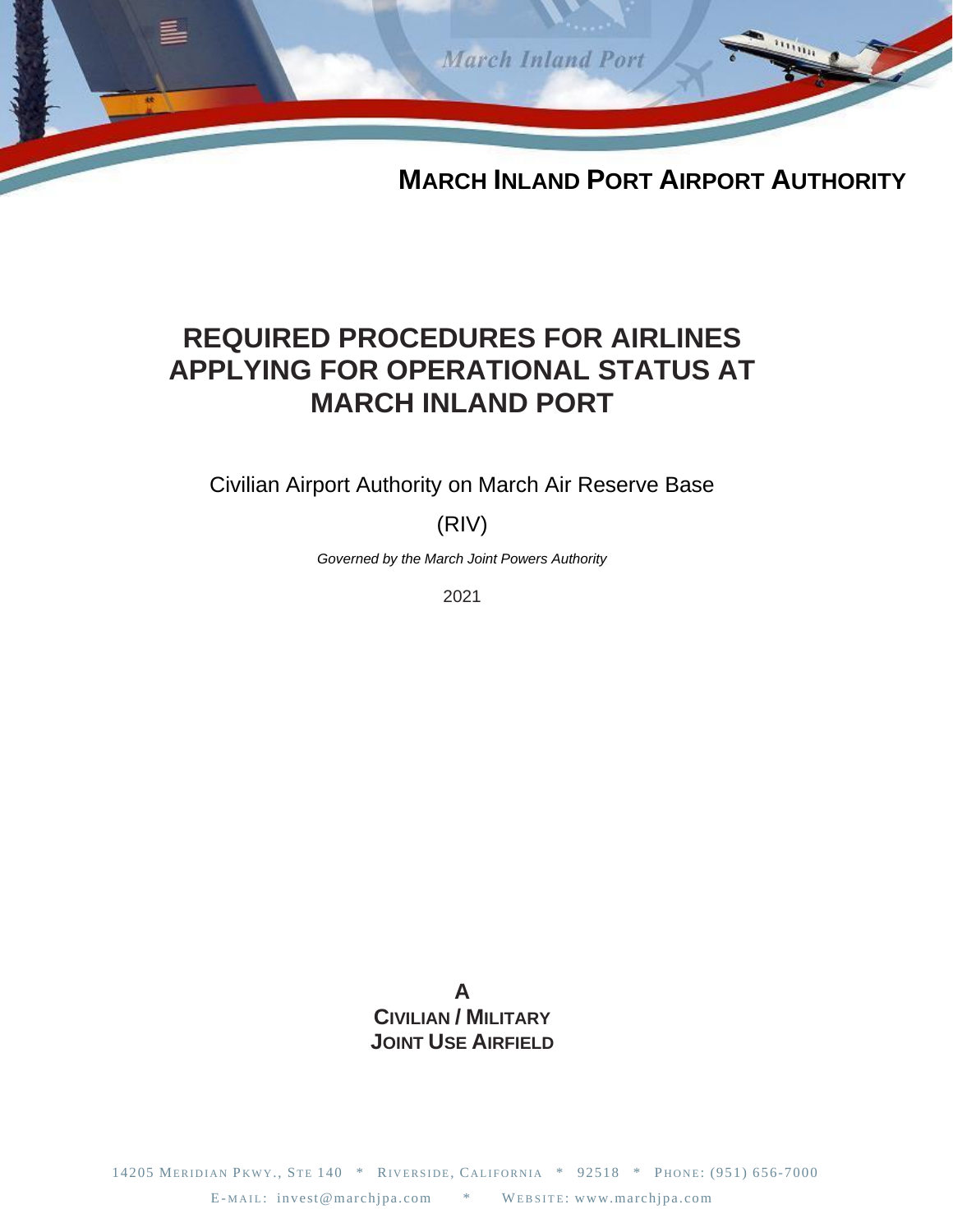**MARCH INLAND PORT AIRPORT AUTHORITY**

# REQUIRED PROCEDURES FOR AIRLINES APPLYING FOR OPERATIONAL STATUS AT MARCH INLAND PORT

Civilian Airport Authority on March Air Reserve Base

(RIV)

*Governed by the March Joint Powers Authority*

2021

**A**
**CIVILIAN / MILITARY**
**JOINT USE AIRFIELD**

14205 MERIDIAN PKWY., STE 140 * RIVERSIDE, CALIFORNIA * 92518 * PHONE: (951) 656-7000

E-MAIL: invest@marchjpa.com * WEBSITE: www.marchjpa.com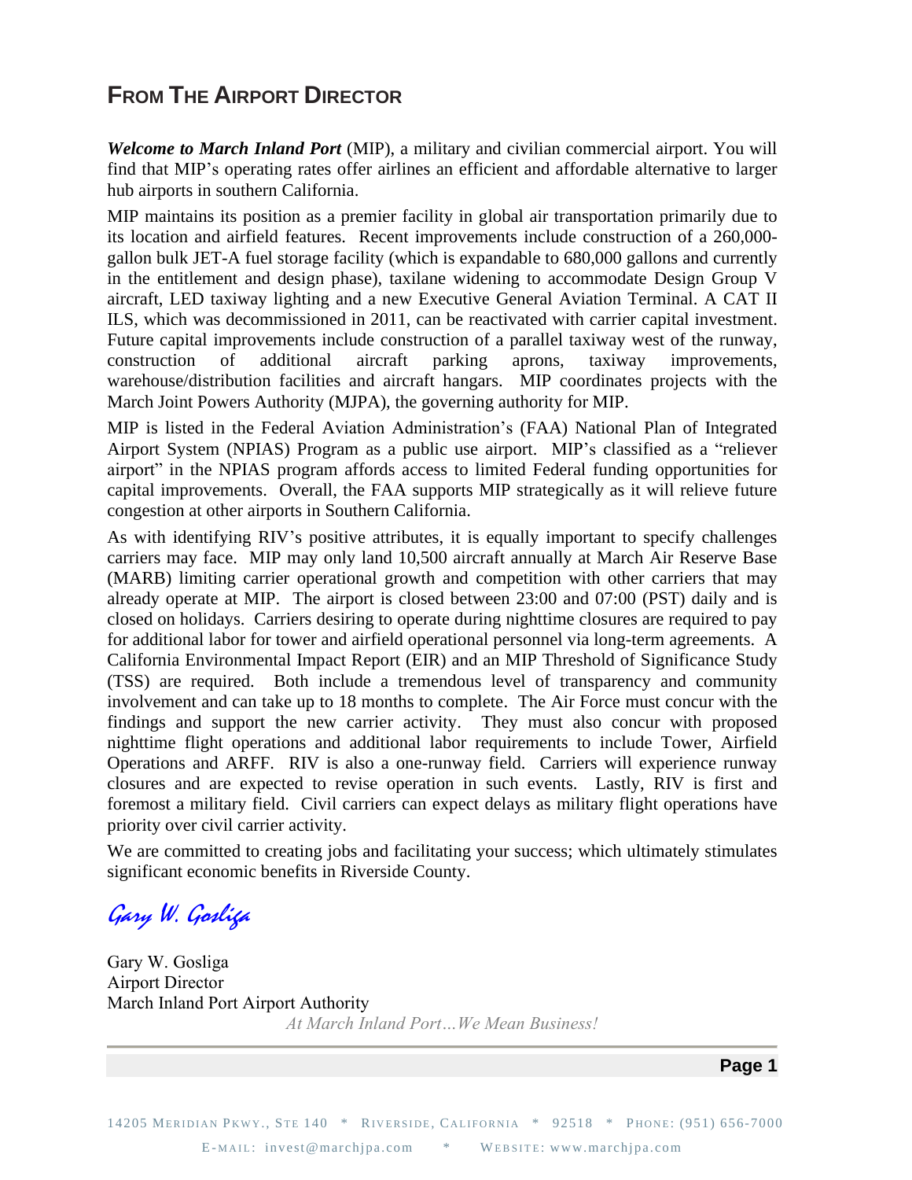## From The Airport Director

***Welcome to March Inland Port*** (MIP), a military and civilian commercial airport. You will find that MIP's operating rates offer airlines an efficient and affordable alternative to larger hub airports in southern California.

MIP maintains its position as a premier facility in global air transportation primarily due to its location and airfield features. Recent improvements include construction of a 260,000-gallon bulk JET-A fuel storage facility (which is expandable to 680,000 gallons and currently in the entitlement and design phase), taxilane widening to accommodate Design Group V aircraft, LED taxiway lighting and a new Executive General Aviation Terminal. A CAT II ILS, which was decommissioned in 2011, can be reactivated with carrier capital investment. Future capital improvements include construction of a parallel taxiway west of the runway, construction of additional aircraft parking aprons, taxiway improvements, warehouse/distribution facilities and aircraft hangars. MIP coordinates projects with the March Joint Powers Authority (MJPA), the governing authority for MIP.

MIP is listed in the Federal Aviation Administration's (FAA) National Plan of Integrated Airport System (NPIAS) Program as a public use airport. MIP's classified as a "reliever airport" in the NPIAS program affords access to limited Federal funding opportunities for capital improvements. Overall, the FAA supports MIP strategically as it will relieve future congestion at other airports in Southern California.

As with identifying RIV's positive attributes, it is equally important to specify challenges carriers may face. MIP may only land 10,500 aircraft annually at March Air Reserve Base (MARB) limiting carrier operational growth and competition with other carriers that may already operate at MIP. The airport is closed between 23:00 and 07:00 (PST) daily and is closed on holidays. Carriers desiring to operate during nighttime closures are required to pay for additional labor for tower and airfield operational personnel via long-term agreements. A California Environmental Impact Report (EIR) and an MIP Threshold of Significance Study (TSS) are required. Both include a tremendous level of transparency and community involvement and can take up to 18 months to complete. The Air Force must concur with the findings and support the new carrier activity. They must also concur with proposed nighttime flight operations and additional labor requirements to include Tower, Airfield Operations and ARFF. RIV is also a one-runway field. Carriers will experience runway closures and are expected to revise operation in such events. Lastly, RIV is first and foremost a military field. Civil carriers can expect delays as military flight operations have priority over civil carrier activity.

We are committed to creating jobs and facilitating your success; which ultimately stimulates significant economic benefits in Riverside County.

*Gary W. Gosliga*

Gary W. Gosliga
Airport Director
March Inland Port Airport Authority

*At March Inland Port…We Mean Business!*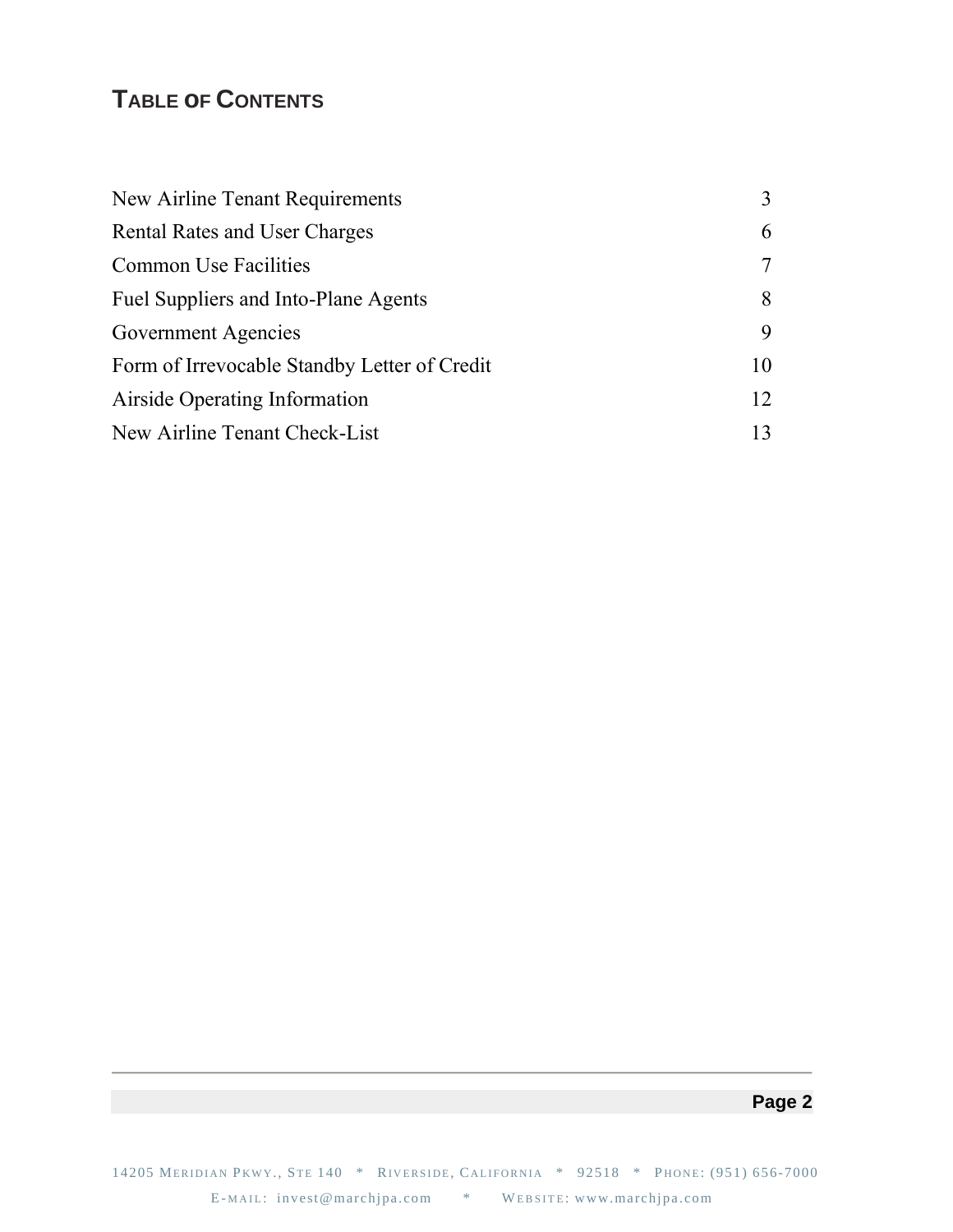# Table of Contents

| | |
|---|---|
| New Airline Tenant Requirements | 3 |
| Rental Rates and User Charges | 6 |
| Common Use Facilities | 7 |
| Fuel Suppliers and Into-Plane Agents | 8 |
| Government Agencies | 9 |
| Form of Irrevocable Standby Letter of Credit | 10 |
| Airside Operating Information | 12 |
| New Airline Tenant Check-List | 13 |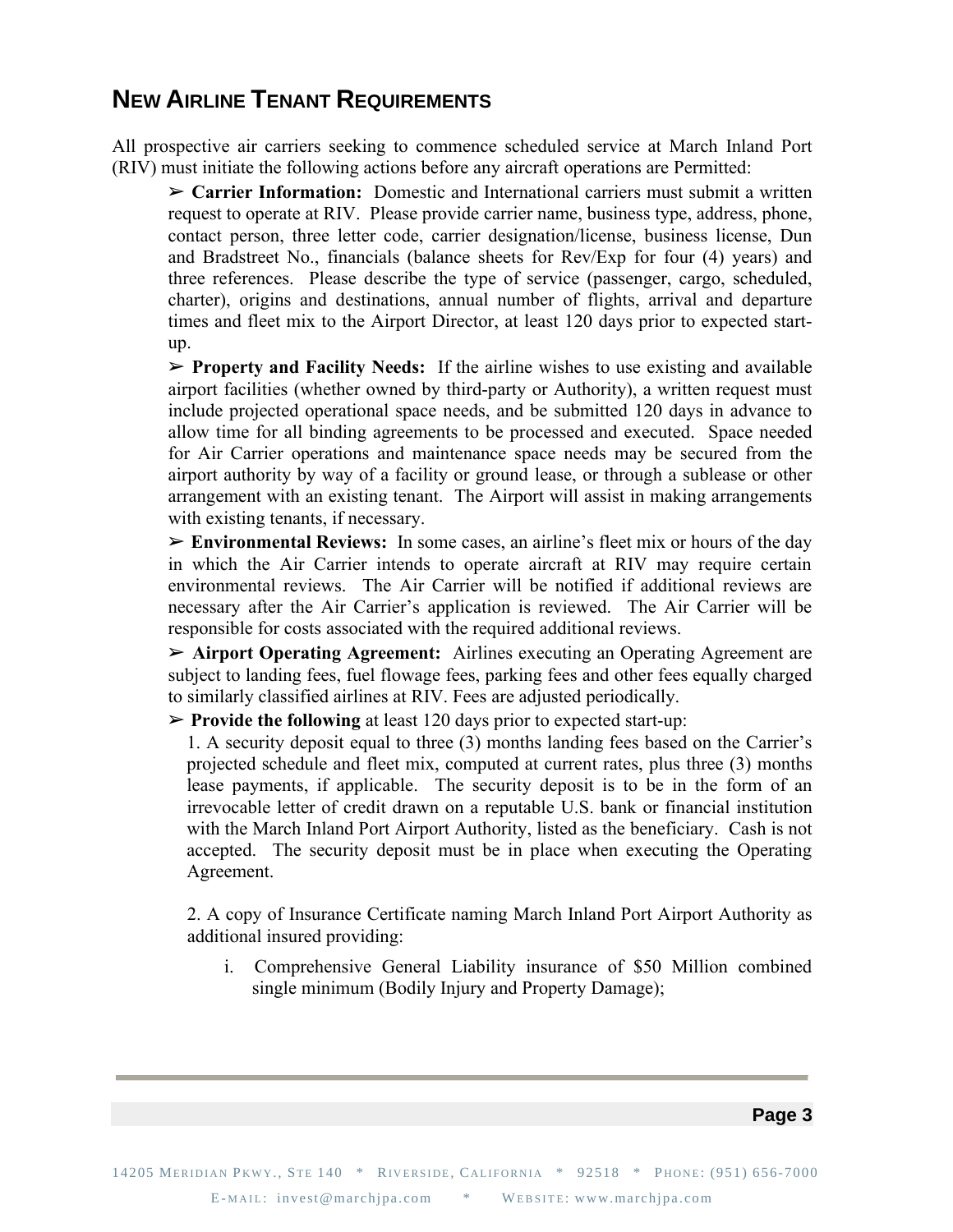## NEW AIRLINE TENANT REQUIREMENTS

All prospective air carriers seeking to commence scheduled service at March Inland Port (RIV) must initiate the following actions before any aircraft operations are Permitted:

➢ **Carrier Information:** Domestic and International carriers must submit a written request to operate at RIV. Please provide carrier name, business type, address, phone, contact person, three letter code, carrier designation/license, business license, Dun and Bradstreet No., financials (balance sheets for Rev/Exp for four (4) years) and three references. Please describe the type of service (passenger, cargo, scheduled, charter), origins and destinations, annual number of flights, arrival and departure times and fleet mix to the Airport Director, at least 120 days prior to expected start-up.

➢ **Property and Facility Needs:** If the airline wishes to use existing and available airport facilities (whether owned by third-party or Authority), a written request must include projected operational space needs, and be submitted 120 days in advance to allow time for all binding agreements to be processed and executed. Space needed for Air Carrier operations and maintenance space needs may be secured from the airport authority by way of a facility or ground lease, or through a sublease or other arrangement with an existing tenant. The Airport will assist in making arrangements with existing tenants, if necessary.

➢ **Environmental Reviews:** In some cases, an airline's fleet mix or hours of the day in which the Air Carrier intends to operate aircraft at RIV may require certain environmental reviews. The Air Carrier will be notified if additional reviews are necessary after the Air Carrier's application is reviewed. The Air Carrier will be responsible for costs associated with the required additional reviews.

➢ **Airport Operating Agreement:** Airlines executing an Operating Agreement are subject to landing fees, fuel flowage fees, parking fees and other fees equally charged to similarly classified airlines at RIV. Fees are adjusted periodically.

➢ **Provide the following** at least 120 days prior to expected start-up:

1. A security deposit equal to three (3) months landing fees based on the Carrier's projected schedule and fleet mix, computed at current rates, plus three (3) months lease payments, if applicable. The security deposit is to be in the form of an irrevocable letter of credit drawn on a reputable U.S. bank or financial institution with the March Inland Port Airport Authority, listed as the beneficiary. Cash is not accepted. The security deposit must be in place when executing the Operating Agreement.

2. A copy of Insurance Certificate naming March Inland Port Airport Authority as additional insured providing:

   i. Comprehensive General Liability insurance of $50 Million combined single minimum (Bodily Injury and Property Damage);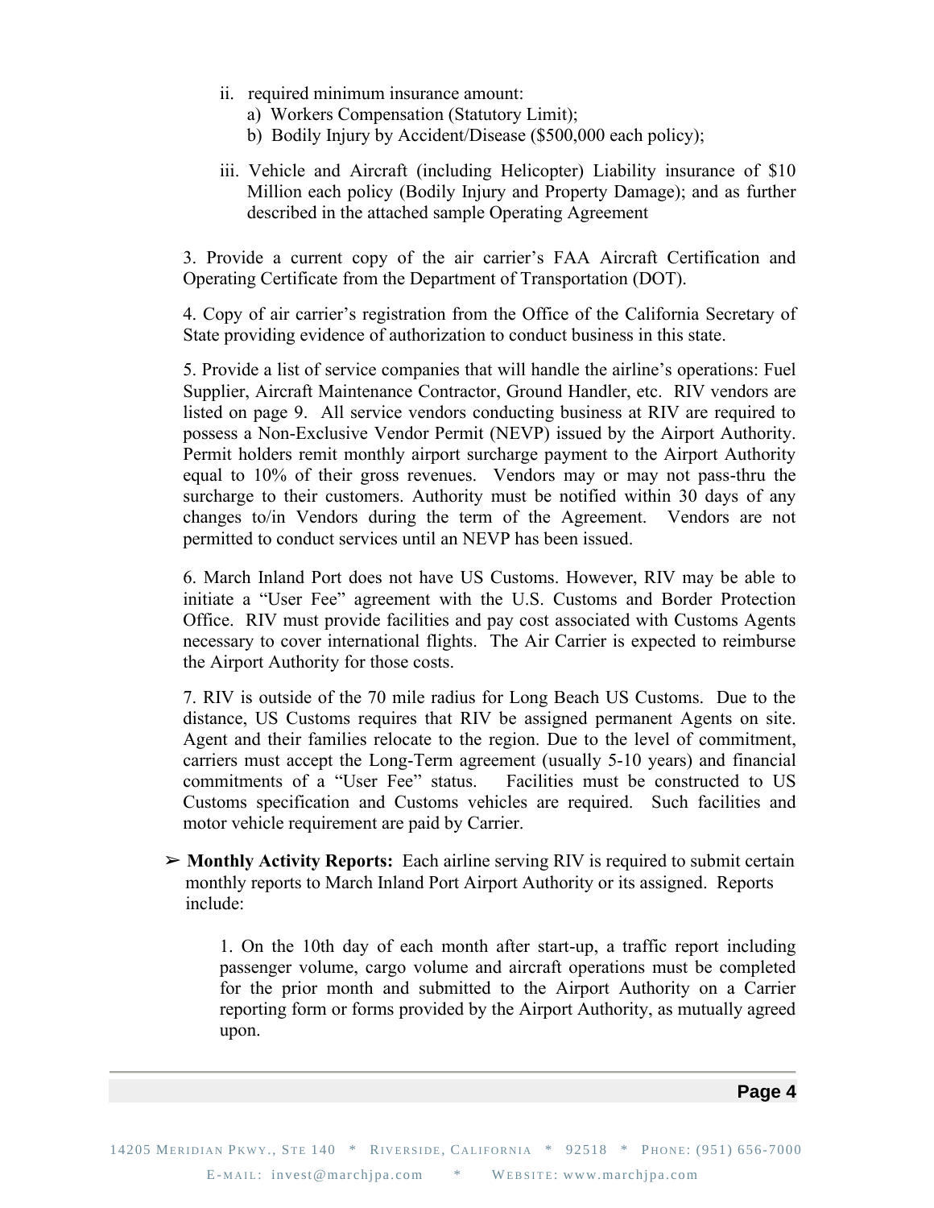ii. required minimum insurance amount:
      a) Workers Compensation (Statutory Limit);
      b) Bodily Injury by Accident/Disease ($500,000 each policy);

   iii. Vehicle and Aircraft (including Helicopter) Liability insurance of $10 Million each policy (Bodily Injury and Property Damage); and as further described in the attached sample Operating Agreement

3. Provide a current copy of the air carrier's FAA Aircraft Certification and Operating Certificate from the Department of Transportation (DOT).

4. Copy of air carrier's registration from the Office of the California Secretary of State providing evidence of authorization to conduct business in this state.

5. Provide a list of service companies that will handle the airline's operations: Fuel Supplier, Aircraft Maintenance Contractor, Ground Handler, etc. RIV vendors are listed on page 9. All service vendors conducting business at RIV are required to possess a Non-Exclusive Vendor Permit (NEVP) issued by the Airport Authority. Permit holders remit monthly airport surcharge payment to the Airport Authority equal to 10% of their gross revenues. Vendors may or may not pass-thru the surcharge to their customers. Authority must be notified within 30 days of any changes to/in Vendors during the term of the Agreement. Vendors are not permitted to conduct services until an NEVP has been issued.

6. March Inland Port does not have US Customs. However, RIV may be able to initiate a "User Fee" agreement with the U.S. Customs and Border Protection Office. RIV must provide facilities and pay cost associated with Customs Agents necessary to cover international flights. The Air Carrier is expected to reimburse the Airport Authority for those costs.

7. RIV is outside of the 70 mile radius for Long Beach US Customs. Due to the distance, US Customs requires that RIV be assigned permanent Agents on site. Agent and their families relocate to the region. Due to the level of commitment, carriers must accept the Long-Term agreement (usually 5-10 years) and financial commitments of a "User Fee" status. Facilities must be constructed to US Customs specification and Customs vehicles are required. Such facilities and motor vehicle requirement are paid by Carrier.

- **Monthly Activity Reports:** Each airline serving RIV is required to submit certain monthly reports to March Inland Port Airport Authority or its assigned. Reports include:

   1. On the 10th day of each month after start-up, a traffic report including passenger volume, cargo volume and aircraft operations must be completed for the prior month and submitted to the Airport Authority on a Carrier reporting form or forms provided by the Airport Authority, as mutually agreed upon.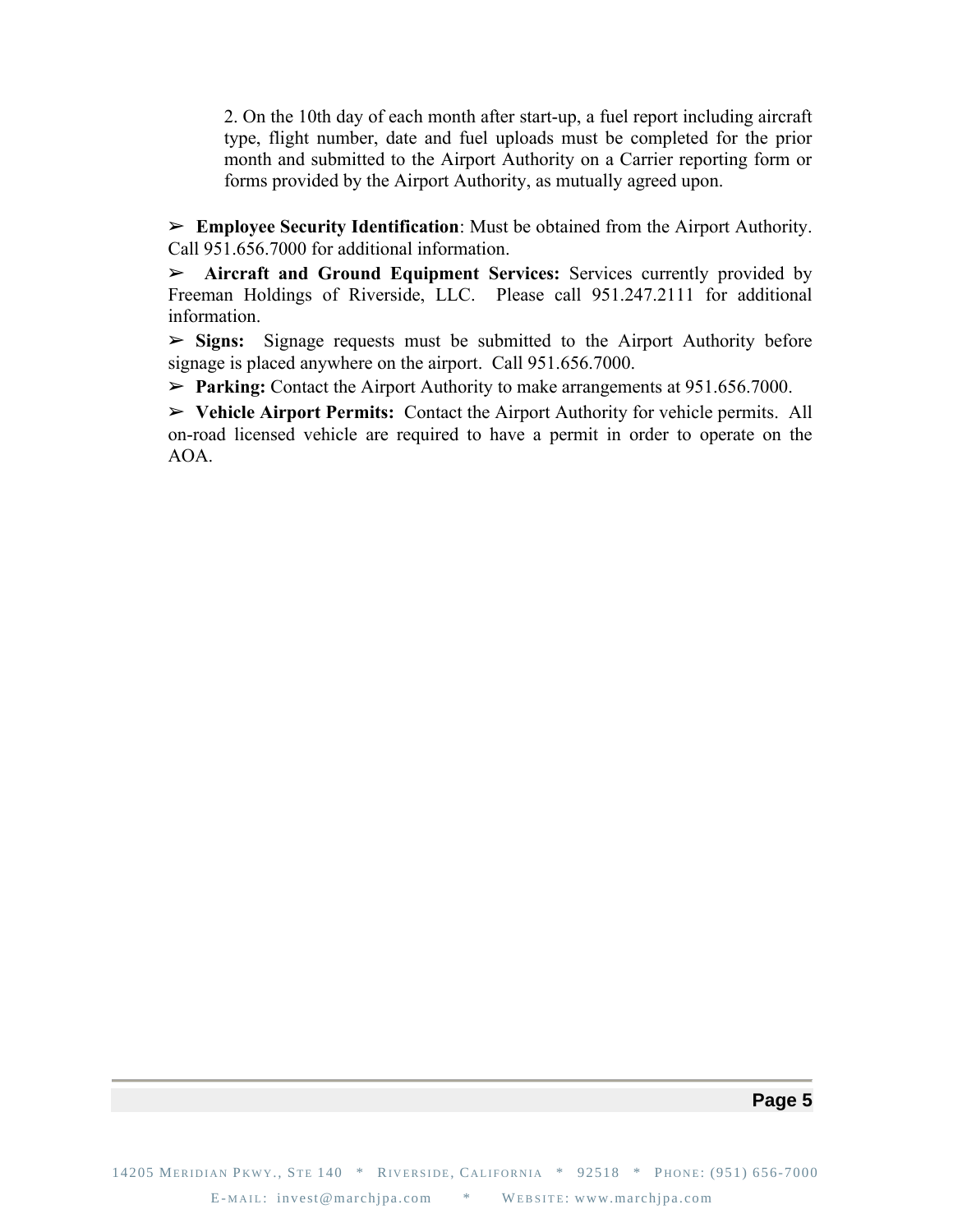2. On the 10th day of each month after start-up, a fuel report including aircraft type, flight number, date and fuel uploads must be completed for the prior month and submitted to the Airport Authority on a Carrier reporting form or forms provided by the Airport Authority, as mutually agreed upon.

➢ **Employee Security Identification**: Must be obtained from the Airport Authority. Call 951.656.7000 for additional information.

➢ **Aircraft and Ground Equipment Services:** Services currently provided by Freeman Holdings of Riverside, LLC. Please call 951.247.2111 for additional information.

➢ **Signs:** Signage requests must be submitted to the Airport Authority before signage is placed anywhere on the airport. Call 951.656.7000.

➢ **Parking:** Contact the Airport Authority to make arrangements at 951.656.7000.

➢ **Vehicle Airport Permits:** Contact the Airport Authority for vehicle permits. All on-road licensed vehicle are required to have a permit in order to operate on the AOA.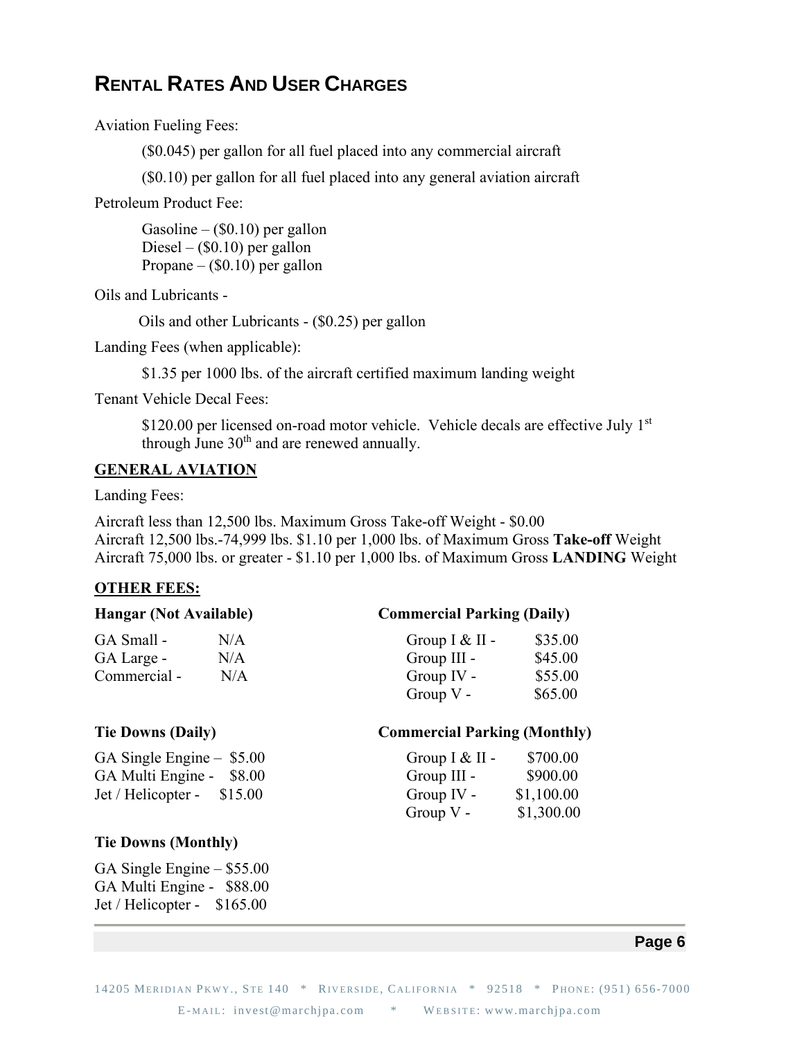## RENTAL RATES AND USER CHARGES

Aviation Fueling Fees:

($0.045) per gallon for all fuel placed into any commercial aircraft

($0.10) per gallon for all fuel placed into any general aviation aircraft

Petroleum Product Fee:

Gasoline – ($0.10) per gallon
Diesel – ($0.10) per gallon
Propane – ($0.10) per gallon

Oils and Lubricants -

Oils and other Lubricants - ($0.25) per gallon

Landing Fees (when applicable):

$1.35 per 1000 lbs. of the aircraft certified maximum landing weight

Tenant Vehicle Decal Fees:

$120.00 per licensed on-road motor vehicle. Vehicle decals are effective July 1st through June 30th and are renewed annually.

**GENERAL AVIATION**

Landing Fees:

Aircraft less than 12,500 lbs. Maximum Gross Take-off Weight - $0.00
Aircraft 12,500 lbs.-74,999 lbs. $1.10 per 1,000 lbs. of Maximum Gross **Take-off** Weight
Aircraft 75,000 lbs. or greater - $1.10 per 1,000 lbs. of Maximum Gross **LANDING** Weight

**OTHER FEES:**

**Hangar (Not Available)**

| | |
|---|---|
| GA Small - | N/A |
| GA Large - | N/A |
| Commercial - | N/A |

**Tie Downs (Daily)**

| | |
|---|---|
| GA Single Engine – | $5.00 |
| GA Multi Engine - | $8.00 |
| Jet / Helicopter - | $15.00 |

**Tie Downs (Monthly)**

| | |
|---|---|
| GA Single Engine – | $55.00 |
| GA Multi Engine - | $88.00 |
| Jet / Helicopter - | $165.00 |

**Commercial Parking (Daily)**

| | |
|---|---|
| Group I & II - | $35.00 |
| Group III - | $45.00 |
| Group IV - | $55.00 |
| Group V - | $65.00 |

**Commercial Parking (Monthly)**

| | |
|---|---|
| Group I & II - | $700.00 |
| Group III - | $900.00 |
| Group IV - | $1,100.00 |
| Group V - | $1,300.00 |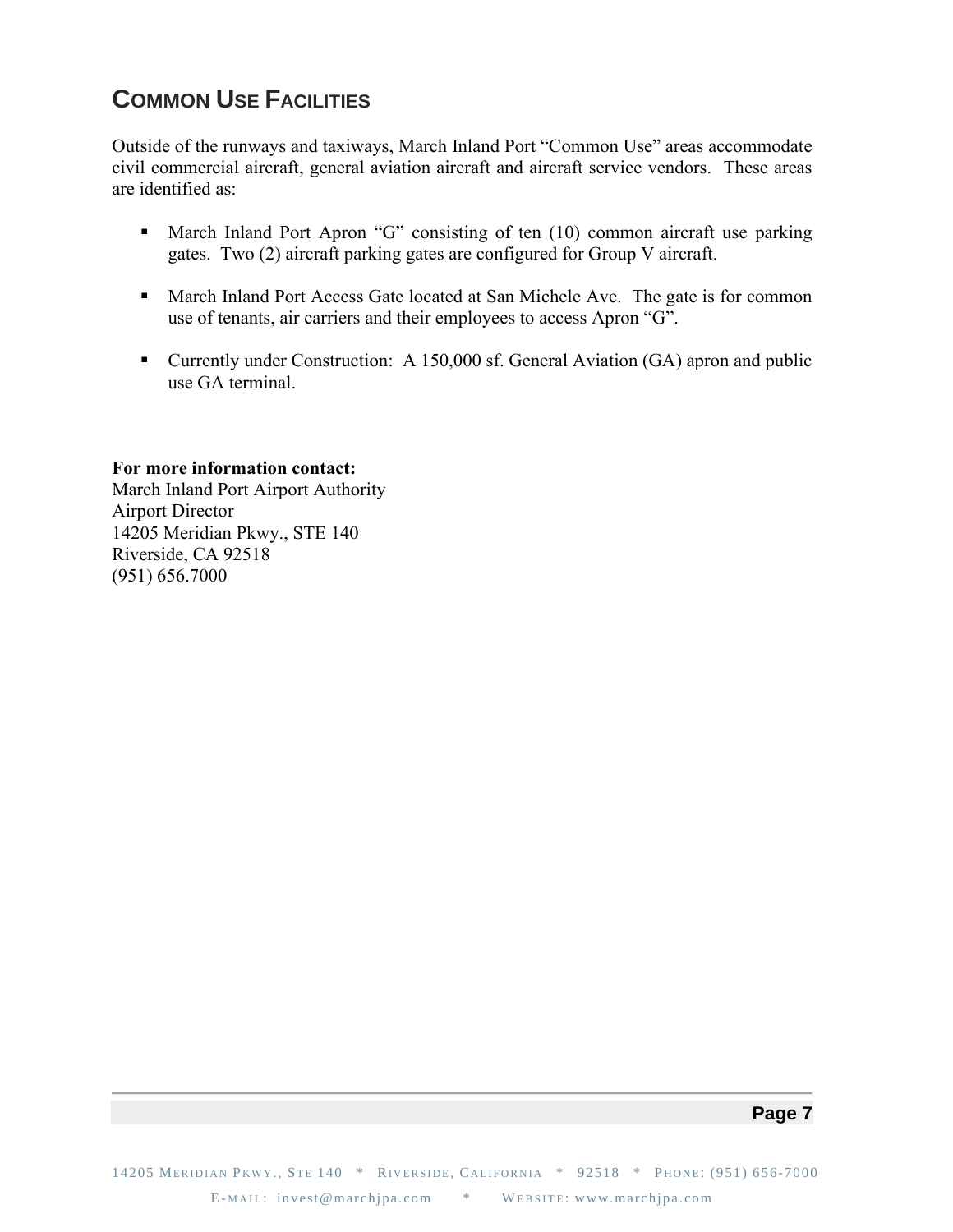## COMMON USE FACILITIES

Outside of the runways and taxiways, March Inland Port "Common Use" areas accommodate civil commercial aircraft, general aviation aircraft and aircraft service vendors. These areas are identified as:

- March Inland Port Apron "G" consisting of ten (10) common aircraft use parking gates. Two (2) aircraft parking gates are configured for Group V aircraft.

- March Inland Port Access Gate located at San Michele Ave. The gate is for common use of tenants, air carriers and their employees to access Apron "G".

- Currently under Construction: A 150,000 sf. General Aviation (GA) apron and public use GA terminal.

**For more information contact:**
March Inland Port Airport Authority
Airport Director
14205 Meridian Pkwy., STE 140
Riverside, CA 92518
(951) 656.7000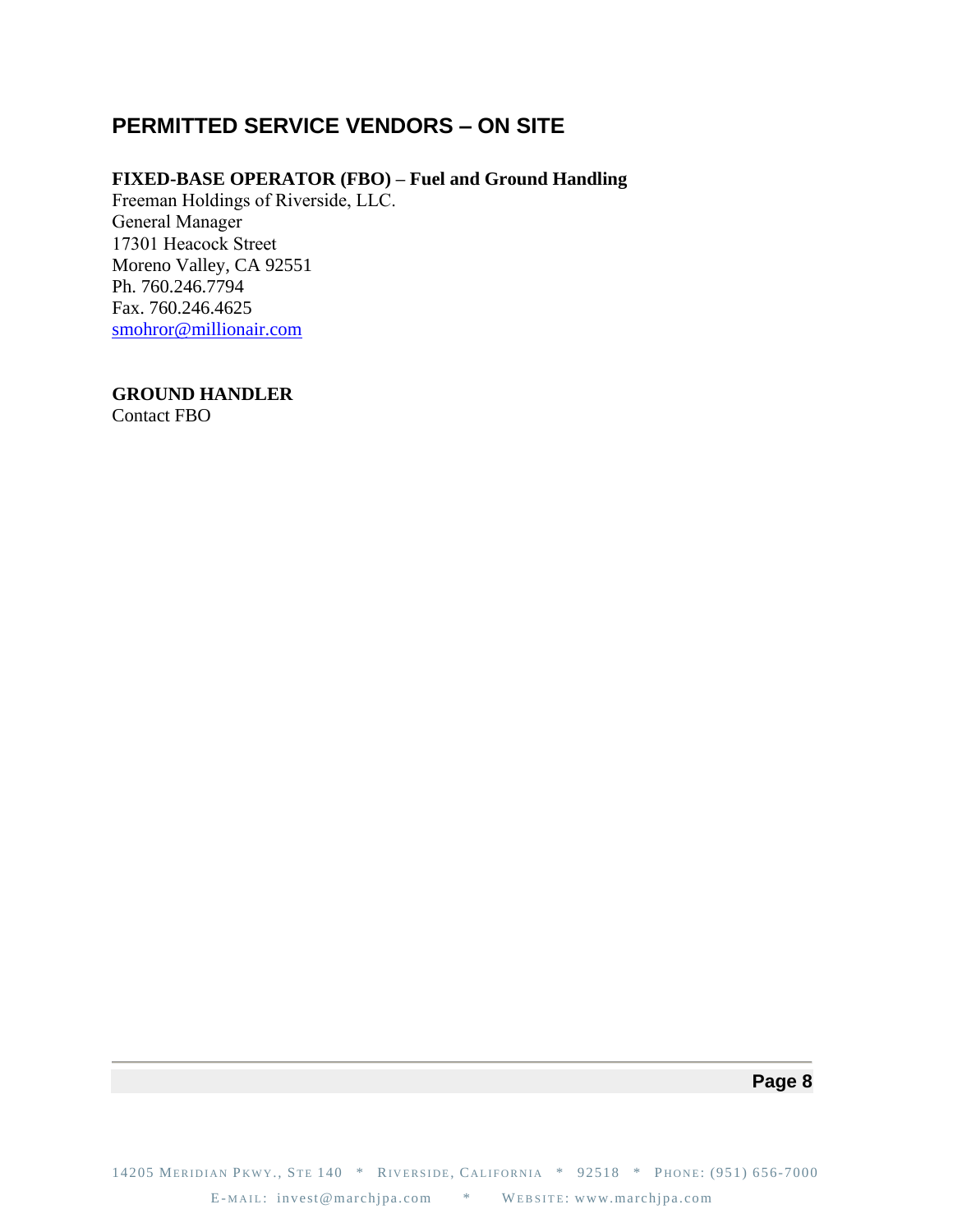## PERMITTED SERVICE VENDORS – ON SITE

**FIXED-BASE OPERATOR (FBO) – Fuel and Ground Handling**
Freeman Holdings of Riverside, LLC.
General Manager
17301 Heacock Street
Moreno Valley, CA 92551
Ph. 760.246.7794
Fax. 760.246.4625
smohror@millionair.com

**GROUND HANDLER**
Contact FBO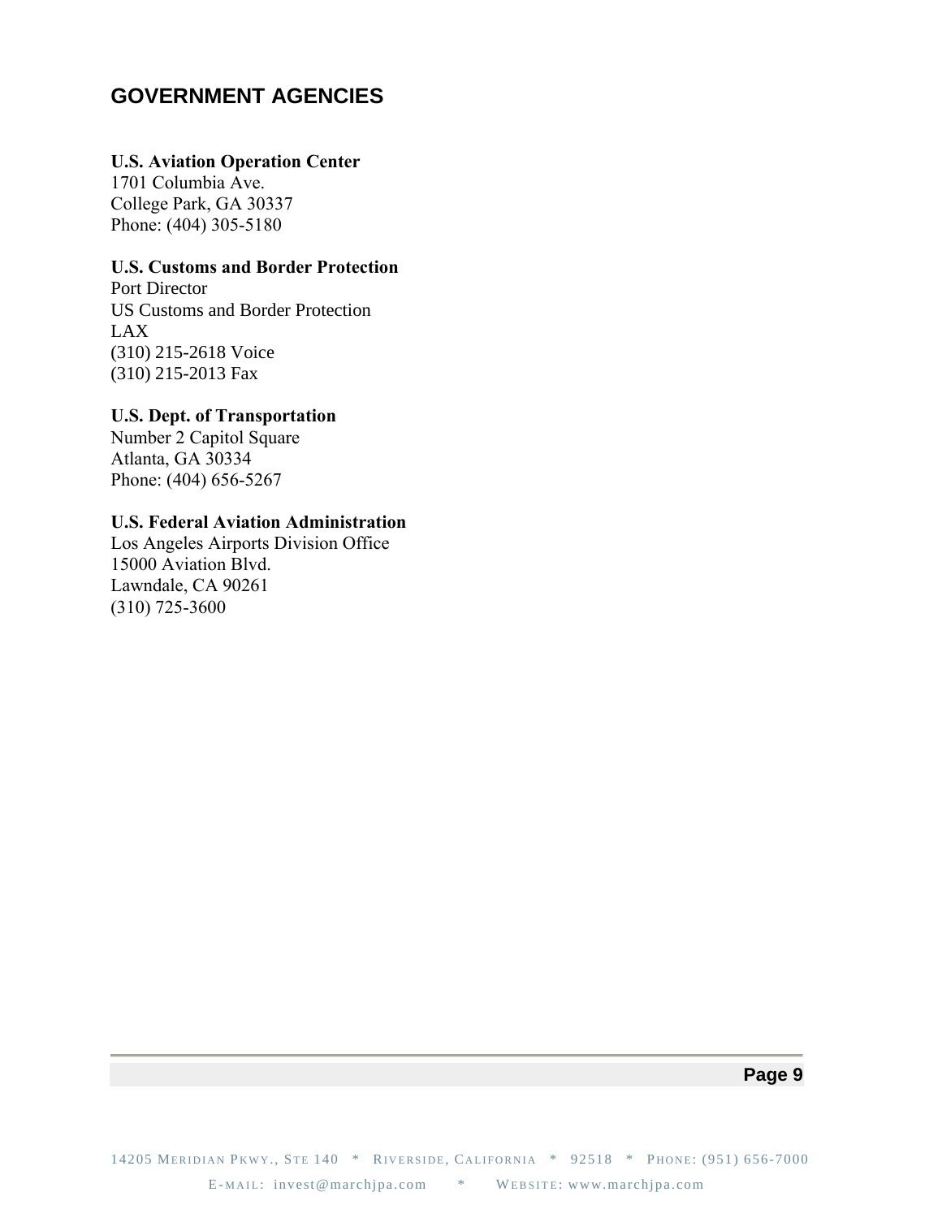## GOVERNMENT AGENCIES

**U.S. Aviation Operation Center**
1701 Columbia Ave.
College Park, GA 30337
Phone: (404) 305-5180

**U.S. Customs and Border Protection**
Port Director
US Customs and Border Protection
LAX
(310) 215-2618 Voice
(310) 215-2013 Fax

**U.S. Dept. of Transportation**
Number 2 Capitol Square
Atlanta, GA 30334
Phone: (404) 656-5267

**U.S. Federal Aviation Administration**
Los Angeles Airports Division Office
15000 Aviation Blvd.
Lawndale, CA 90261
(310) 725-3600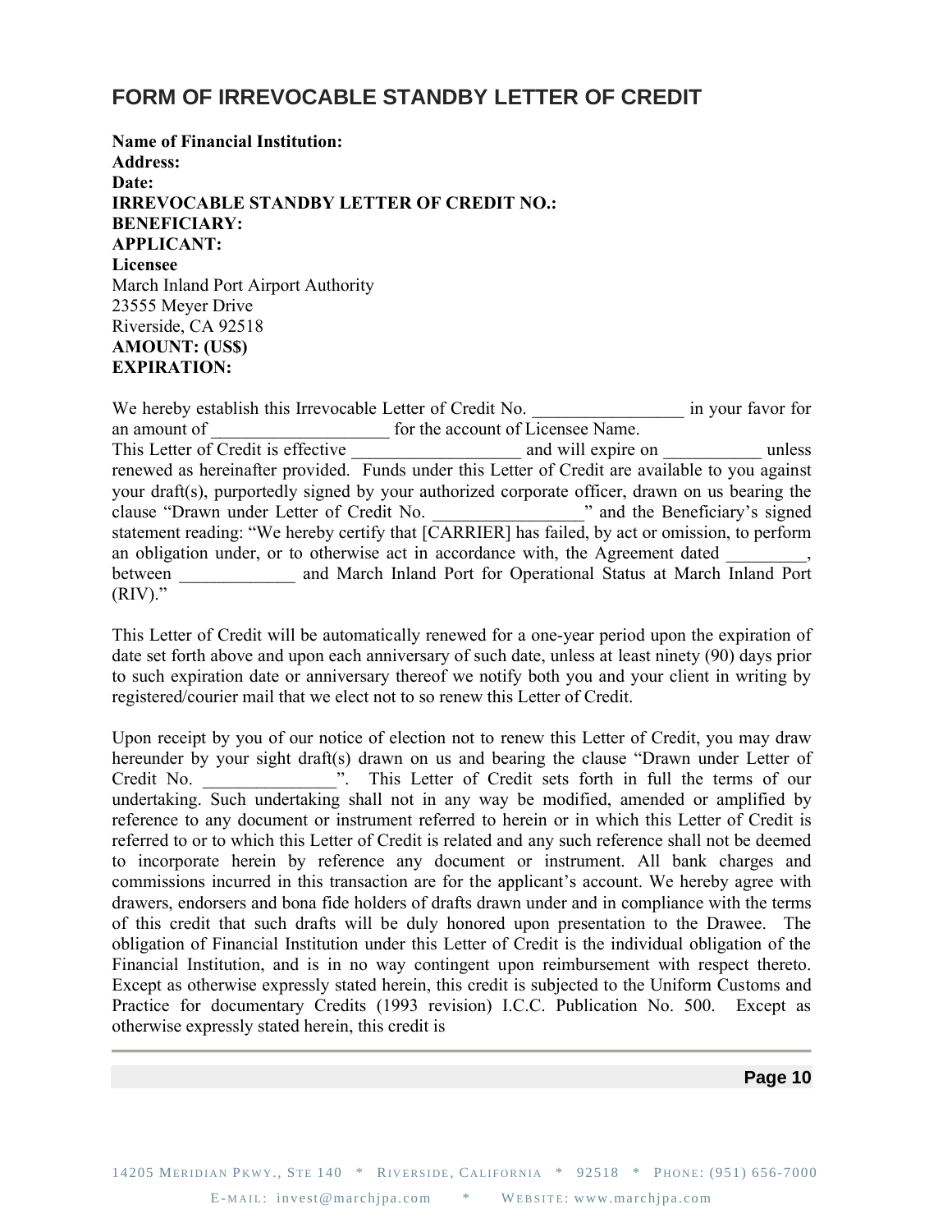# FORM OF IRREVOCABLE STANDBY LETTER OF CREDIT

**Name of Financial Institution:**
**Address:**
**Date:**
**IRREVOCABLE STANDBY LETTER OF CREDIT NO.:**
**BENEFICIARY:**
**APPLICANT:**
**Licensee**
March Inland Port Airport Authority
23555 Meyer Drive
Riverside, CA 92518
**AMOUNT: (US$)**
**EXPIRATION:**

We hereby establish this Irrevocable Letter of Credit No. ________________ in your favor for an amount of ___________________ for the account of Licensee Name.
This Letter of Credit is effective __________________ and will expire on __________ unless renewed as hereinafter provided. Funds under this Letter of Credit are available to you against your draft(s), purportedly signed by your authorized corporate officer, drawn on us bearing the clause "Drawn under Letter of Credit No. ________________" and the Beneficiary's signed statement reading: "We hereby certify that [CARRIER] has failed, by act or omission, to perform an obligation under, or to otherwise act in accordance with, the Agreement dated _________, between _____________ and March Inland Port for Operational Status at March Inland Port (RIV)."

This Letter of Credit will be automatically renewed for a one-year period upon the expiration of date set forth above and upon each anniversary of such date, unless at least ninety (90) days prior to such expiration date or anniversary thereof we notify both you and your client in writing by registered/courier mail that we elect not to so renew this Letter of Credit.

Upon receipt by you of our notice of election not to renew this Letter of Credit, you may draw hereunder by your sight draft(s) drawn on us and bearing the clause "Drawn under Letter of Credit No. _______________". This Letter of Credit sets forth in full the terms of our undertaking. Such undertaking shall not in any way be modified, amended or amplified by reference to any document or instrument referred to herein or in which this Letter of Credit is referred to or to which this Letter of Credit is related and any such reference shall not be deemed to incorporate herein by reference any document or instrument. All bank charges and commissions incurred in this transaction are for the applicant's account. We hereby agree with drawers, endorsers and bona fide holders of drafts drawn under and in compliance with the terms of this credit that such drafts will be duly honored upon presentation to the Drawee. The obligation of Financial Institution under this Letter of Credit is the individual obligation of the Financial Institution, and is in no way contingent upon reimbursement with respect thereto. Except as otherwise expressly stated herein, this credit is subjected to the Uniform Customs and Practice for documentary Credits (1993 revision) I.C.C. Publication No. 500. Except as otherwise expressly stated herein, this credit is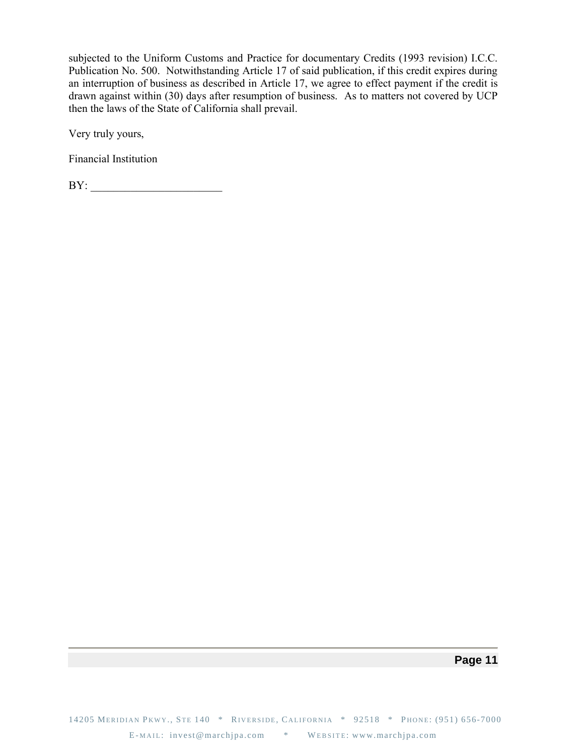subjected to the Uniform Customs and Practice for documentary Credits (1993 revision) I.C.C. Publication No. 500. Notwithstanding Article 17 of said publication, if this credit expires during an interruption of business as described in Article 17, we agree to effect payment if the credit is drawn against within (30) days after resumption of business. As to matters not covered by UCP then the laws of the State of California shall prevail.

Very truly yours,

Financial Institution

BY: ______________________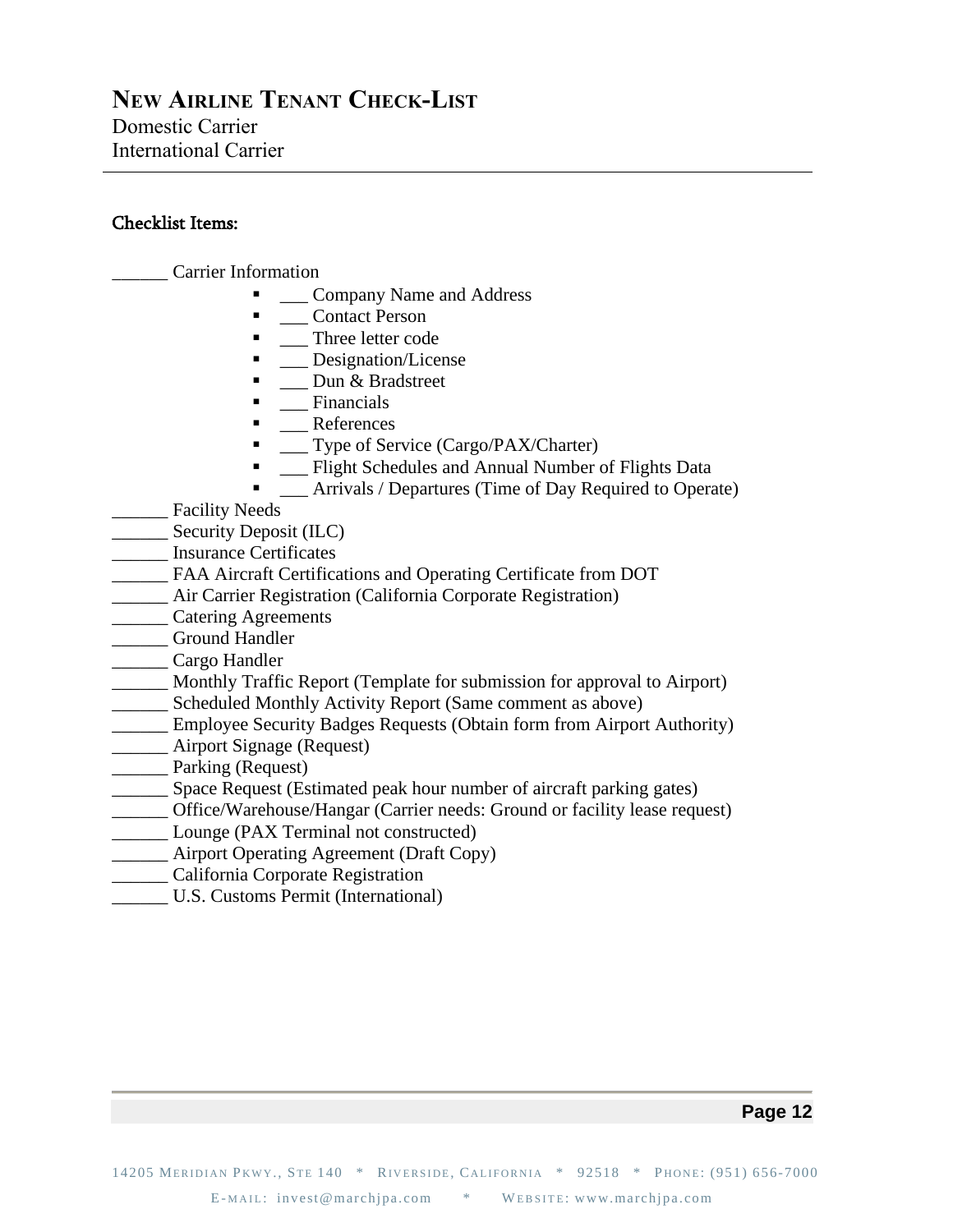# New Airline Tenant Check-List

Domestic Carrier
International Carrier

---

**Checklist Items:**

______ Carrier Information

- ___ Company Name and Address
- ___ Contact Person
- ___ Three letter code
- ___ Designation/License
- ___ Dun & Bradstreet
- ___ Financials
- ___ References
- ___ Type of Service (Cargo/PAX/Charter)
- ___ Flight Schedules and Annual Number of Flights Data
- ___ Arrivals / Departures (Time of Day Required to Operate)

______ Facility Needs
______ Security Deposit (ILC)
______ Insurance Certificates
______ FAA Aircraft Certifications and Operating Certificate from DOT
______ Air Carrier Registration (California Corporate Registration)
______ Catering Agreements
______ Ground Handler
______ Cargo Handler
______ Monthly Traffic Report (Template for submission for approval to Airport)
______ Scheduled Monthly Activity Report (Same comment as above)
______ Employee Security Badges Requests (Obtain form from Airport Authority)
______ Airport Signage (Request)
______ Parking (Request)
______ Space Request (Estimated peak hour number of aircraft parking gates)
______ Office/Warehouse/Hangar (Carrier needs: Ground or facility lease request)
______ Lounge (PAX Terminal not constructed)
______ Airport Operating Agreement (Draft Copy)
______ California Corporate Registration
______ U.S. Customs Permit (International)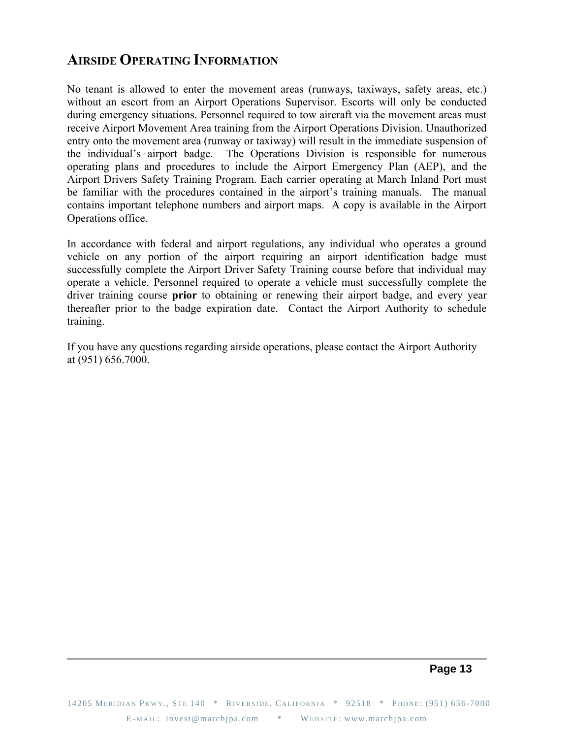## Airside Operating Information

No tenant is allowed to enter the movement areas (runways, taxiways, safety areas, etc.) without an escort from an Airport Operations Supervisor. Escorts will only be conducted during emergency situations. Personnel required to tow aircraft via the movement areas must receive Airport Movement Area training from the Airport Operations Division. Unauthorized entry onto the movement area (runway or taxiway) will result in the immediate suspension of the individual's airport badge. The Operations Division is responsible for numerous operating plans and procedures to include the Airport Emergency Plan (AEP), and the Airport Drivers Safety Training Program. Each carrier operating at March Inland Port must be familiar with the procedures contained in the airport's training manuals. The manual contains important telephone numbers and airport maps. A copy is available in the Airport Operations office.

In accordance with federal and airport regulations, any individual who operates a ground vehicle on any portion of the airport requiring an airport identification badge must successfully complete the Airport Driver Safety Training course before that individual may operate a vehicle. Personnel required to operate a vehicle must successfully complete the driver training course **prior** to obtaining or renewing their airport badge, and every year thereafter prior to the badge expiration date. Contact the Airport Authority to schedule training.

If you have any questions regarding airside operations, please contact the Airport Authority at (951) 656.7000.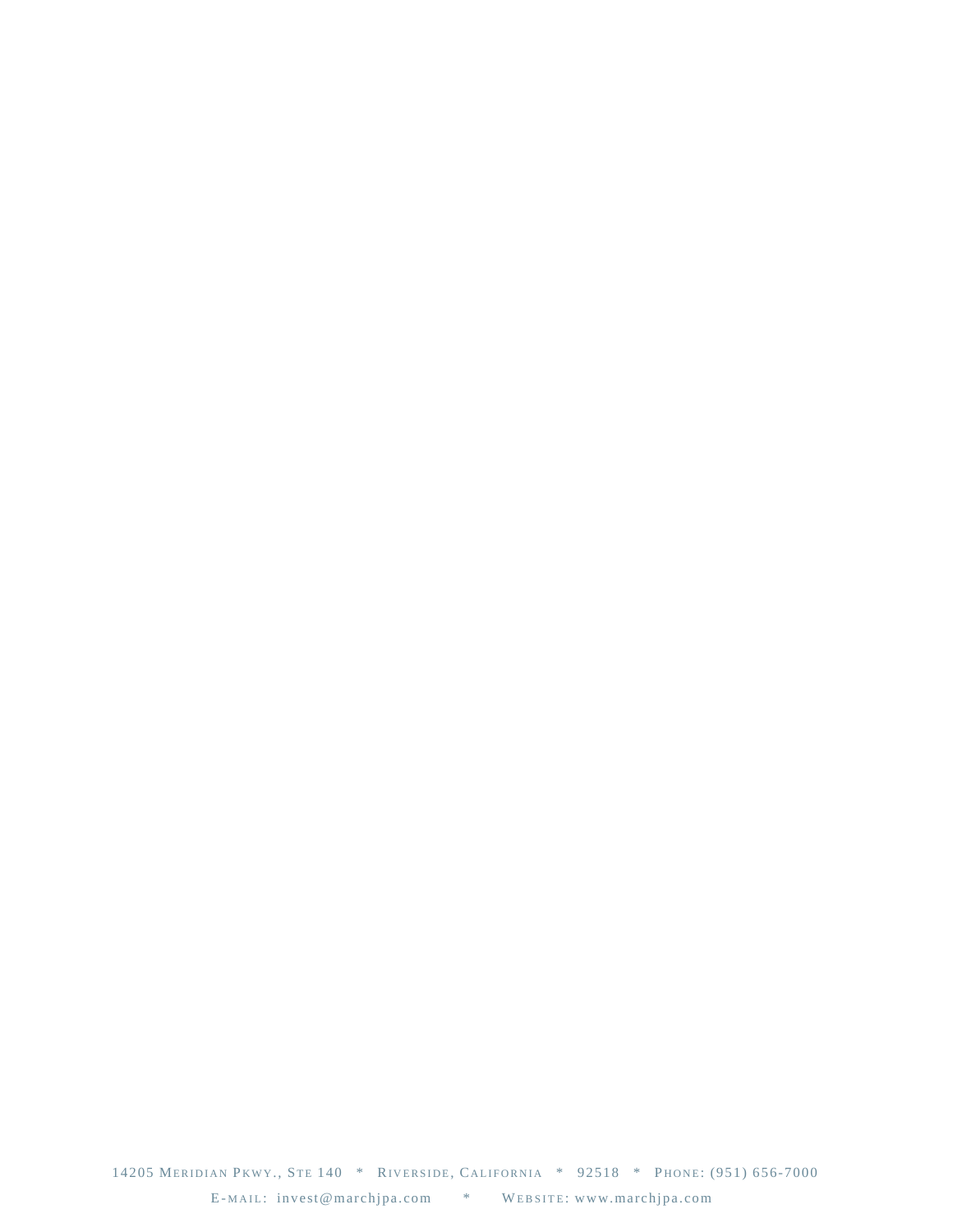14205 MERIDIAN PKWY., STE 140 * RIVERSIDE, CALIFORNIA * 92518 * PHONE: (951) 656-7000

E-MAIL: invest@marchjpa.com * WEBSITE: www.marchjpa.com